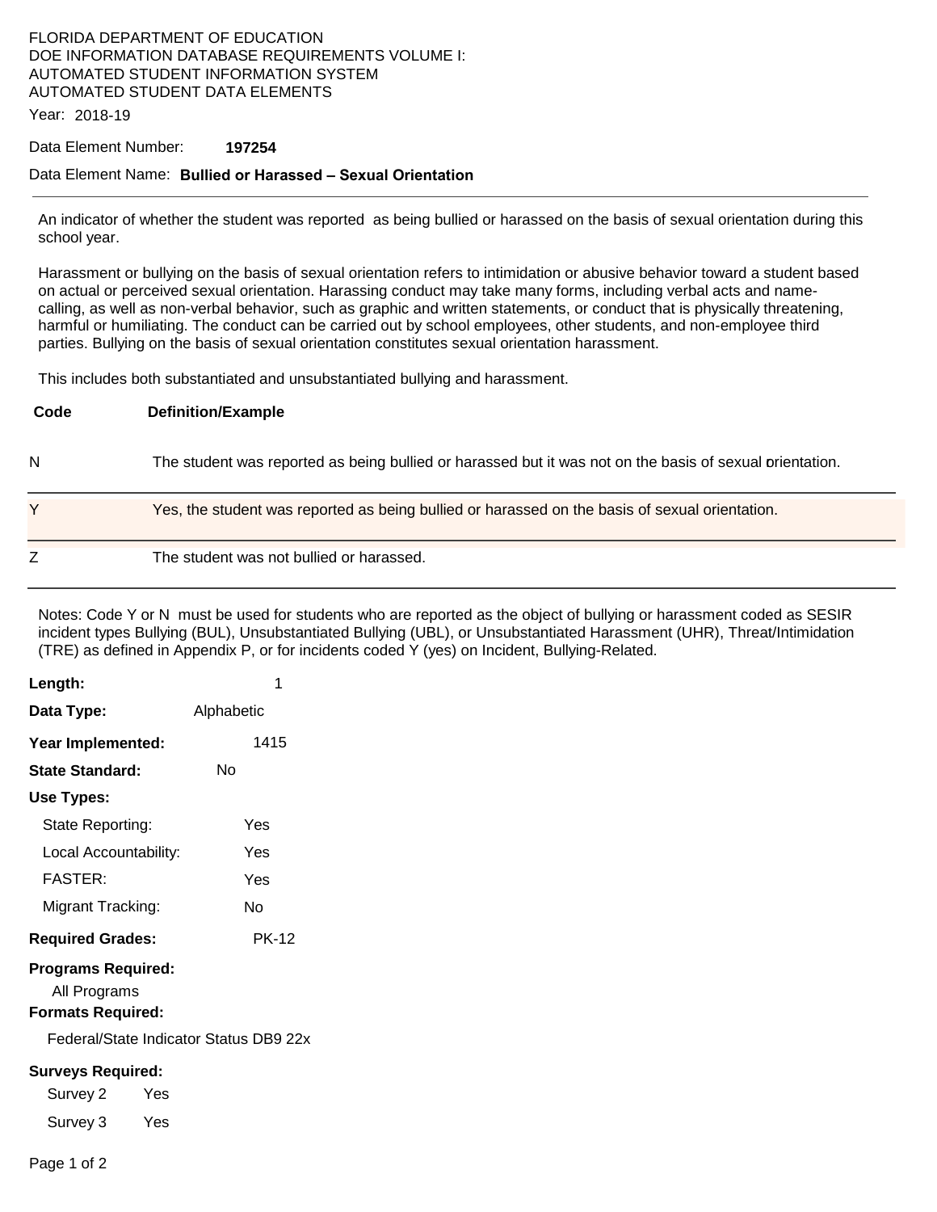FLORIDA DEPARTMENT OF EDUCATION
DOE INFORMATION DATABASE REQUIREMENTS VOLUME I:
AUTOMATED STUDENT INFORMATION SYSTEM
AUTOMATED STUDENT DATA ELEMENTS

Year: 2018-19

Data Element Number: **197254**

Data Element Name: **Bullied or Harassed – Sexual Orientation**

---

An indicator of whether the student was reported as being bullied or harassed on the basis of sexual orientation during this school year.

Harassment or bullying on the basis of sexual orientation refers to intimidation or abusive behavior toward a student based on actual or perceived sexual orientation. Harassing conduct may take many forms, including verbal acts and name-calling, as well as non-verbal behavior, such as graphic and written statements, or conduct that is physically threatening, harmful or humiliating. The conduct can be carried out by school employees, other students, and non-employee third parties. Bullying on the basis of sexual orientation constitutes sexual orientation harassment.

This includes both substantiated and unsubstantiated bullying and harassment.

| Code | Definition/Example |
|---|---|
| N | The student was reported as being bullied or harassed but it was not on the basis of sexual orientation. |
| Y | Yes, the student was reported as being bullied or harassed on the basis of sexual orientation. |
| Z | The student was not bullied or harassed. |

Notes: Code Y or N must be used for students who are reported as the object of bullying or harassment coded as SESIR incident types Bullying (BUL), Unsubstantiated Bullying (UBL), or Unsubstantiated Harassment (UHR), Threat/Intimidation (TRE) as defined in Appendix P, or for incidents coded Y (yes) on Incident, Bullying-Related.

**Length:** 1

**Data Type:** Alphabetic

**Year Implemented:** 1415

**State Standard:** No

**Use Types:**

State Reporting: Yes

Local Accountability: Yes

FASTER: Yes

Migrant Tracking: No

**Required Grades:** PK-12

**Programs Required:**

All Programs

**Formats Required:**

Federal/State Indicator Status DB9 22x

**Surveys Required:**

Survey 2 Yes

Survey 3 Yes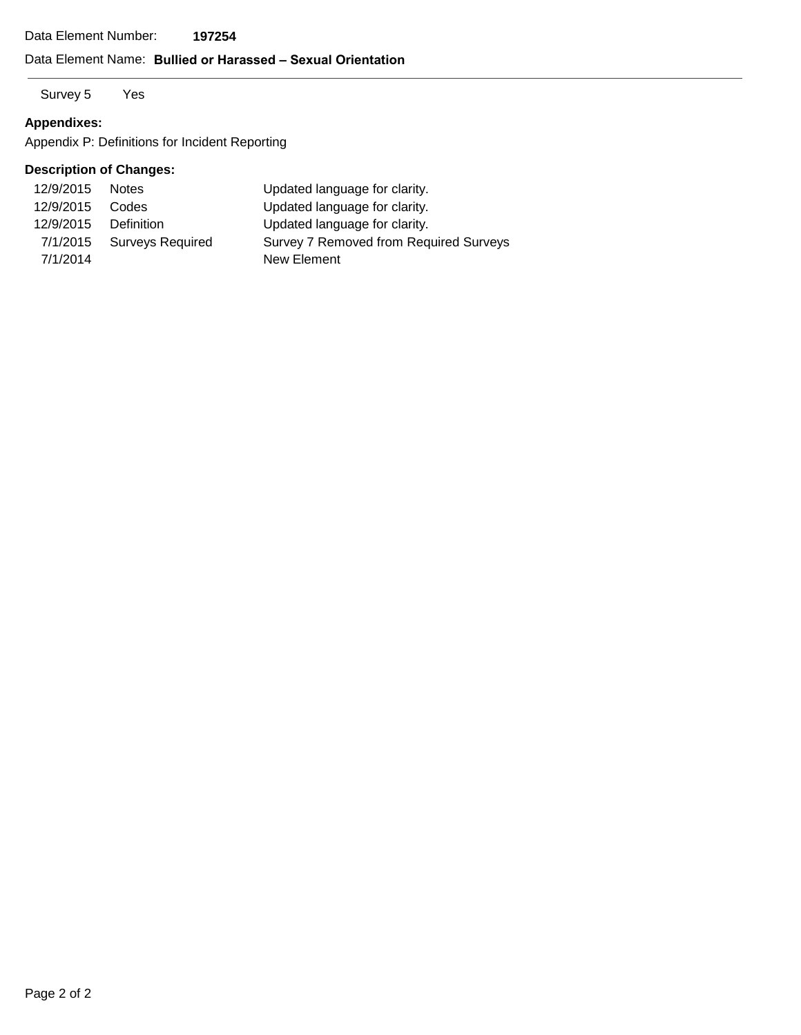Data Element Number: **197254**

Data Element Name: **Bullied or Harassed – Sexual Orientation**

| | |
|---|---|
| Survey 5 | Yes |

**Appendixes:**

Appendix P: Definitions for Incident Reporting

**Description of Changes:**

| | | |
|---|---|---|
| 12/9/2015 | Notes | Updated language for clarity. |
| 12/9/2015 | Codes | Updated language for clarity. |
| 12/9/2015 | Definition | Updated language for clarity. |
| 7/1/2015 | Surveys Required | Survey 7 Removed from Required Surveys |
| 7/1/2014 | | New Element |